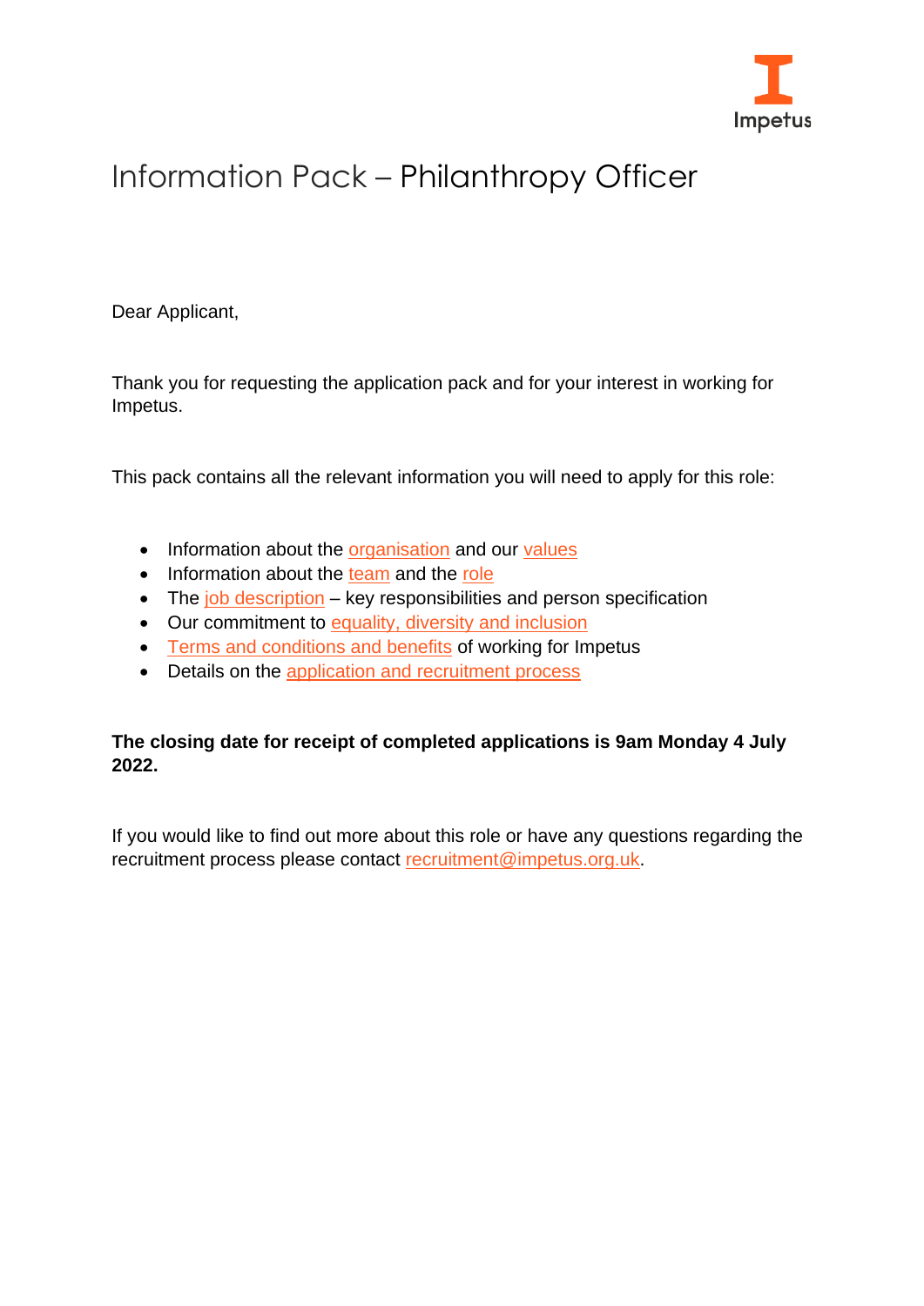Impetus

# Information Pack – Philanthropy Officer

Dear Applicant,

Thank you for requesting the application pack and for your interest in working for Impetus.

This pack contains all the relevant information you will need to apply for this role:

- Information about the organisation and our values
- Information about the team and the role
- The job description – key responsibilities and person specification
- Our commitment to equality, diversity and inclusion
- Terms and conditions and benefits of working for Impetus
- Details on the application and recruitment process

**The closing date for receipt of completed applications is 9am Monday 4 July 2022.**

If you would like to find out more about this role or have any questions regarding the recruitment process please contact recruitment@impetus.org.uk.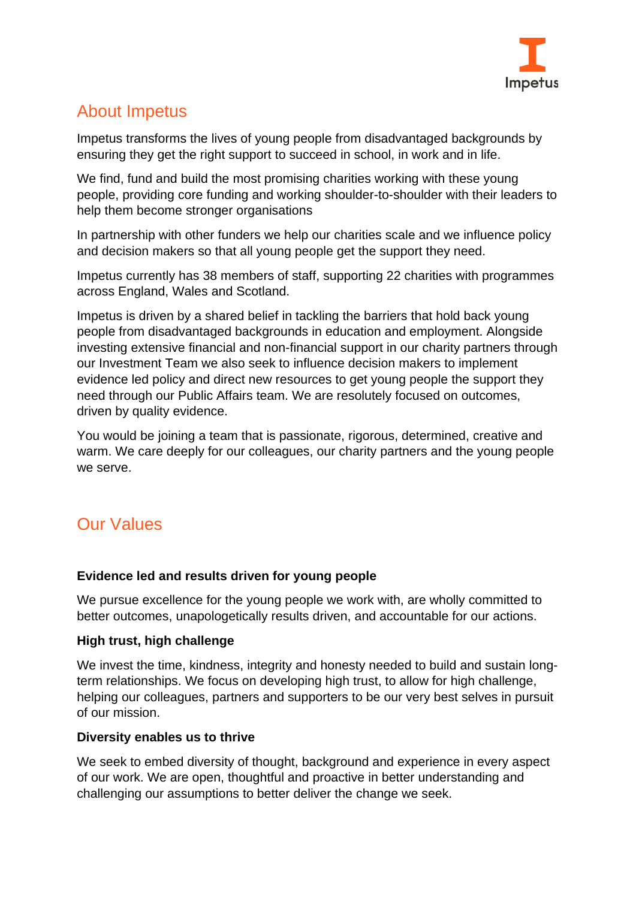## About Impetus

Impetus transforms the lives of young people from disadvantaged backgrounds by ensuring they get the right support to succeed in school, in work and in life.

We find, fund and build the most promising charities working with these young people, providing core funding and working shoulder-to-shoulder with their leaders to help them become stronger organisations

In partnership with other funders we help our charities scale and we influence policy and decision makers so that all young people get the support they need.

Impetus currently has 38 members of staff, supporting 22 charities with programmes across England, Wales and Scotland.

Impetus is driven by a shared belief in tackling the barriers that hold back young people from disadvantaged backgrounds in education and employment. Alongside investing extensive financial and non-financial support in our charity partners through our Investment Team we also seek to influence decision makers to implement evidence led policy and direct new resources to get young people the support they need through our Public Affairs team. We are resolutely focused on outcomes, driven by quality evidence.

You would be joining a team that is passionate, rigorous, determined, creative and warm. We care deeply for our colleagues, our charity partners and the young people we serve.

## Our Values

**Evidence led and results driven for young people**

We pursue excellence for the young people we work with, are wholly committed to better outcomes, unapologetically results driven, and accountable for our actions.

**High trust, high challenge**

We invest the time, kindness, integrity and honesty needed to build and sustain long-term relationships. We focus on developing high trust, to allow for high challenge, helping our colleagues, partners and supporters to be our very best selves in pursuit of our mission.

**Diversity enables us to thrive**

We seek to embed diversity of thought, background and experience in every aspect of our work. We are open, thoughtful and proactive in better understanding and challenging our assumptions to better deliver the change we seek.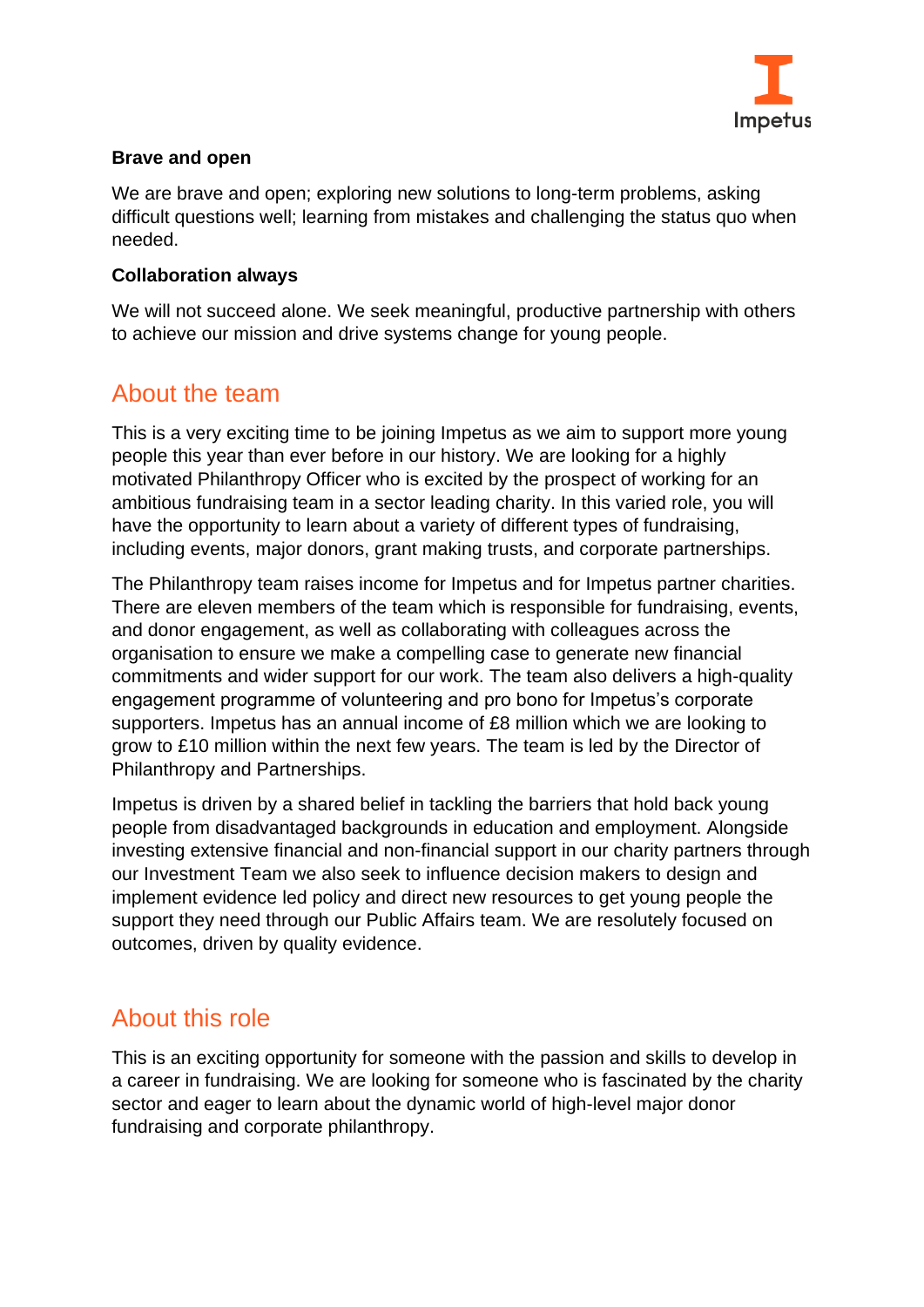**Brave and open**

We are brave and open; exploring new solutions to long-term problems, asking difficult questions well; learning from mistakes and challenging the status quo when needed.

**Collaboration always**

We will not succeed alone. We seek meaningful, productive partnership with others to achieve our mission and drive systems change for young people.

## About the team

This is a very exciting time to be joining Impetus as we aim to support more young people this year than ever before in our history. We are looking for a highly motivated Philanthropy Officer who is excited by the prospect of working for an ambitious fundraising team in a sector leading charity. In this varied role, you will have the opportunity to learn about a variety of different types of fundraising, including events, major donors, grant making trusts, and corporate partnerships.

The Philanthropy team raises income for Impetus and for Impetus partner charities. There are eleven members of the team which is responsible for fundraising, events, and donor engagement, as well as collaborating with colleagues across the organisation to ensure we make a compelling case to generate new financial commitments and wider support for our work. The team also delivers a high-quality engagement programme of volunteering and pro bono for Impetus's corporate supporters. Impetus has an annual income of £8 million which we are looking to grow to £10 million within the next few years. The team is led by the Director of Philanthropy and Partnerships.

Impetus is driven by a shared belief in tackling the barriers that hold back young people from disadvantaged backgrounds in education and employment. Alongside investing extensive financial and non-financial support in our charity partners through our Investment Team we also seek to influence decision makers to design and implement evidence led policy and direct new resources to get young people the support they need through our Public Affairs team. We are resolutely focused on outcomes, driven by quality evidence.

## About this role

This is an exciting opportunity for someone with the passion and skills to develop in a career in fundraising. We are looking for someone who is fascinated by the charity sector and eager to learn about the dynamic world of high-level major donor fundraising and corporate philanthropy.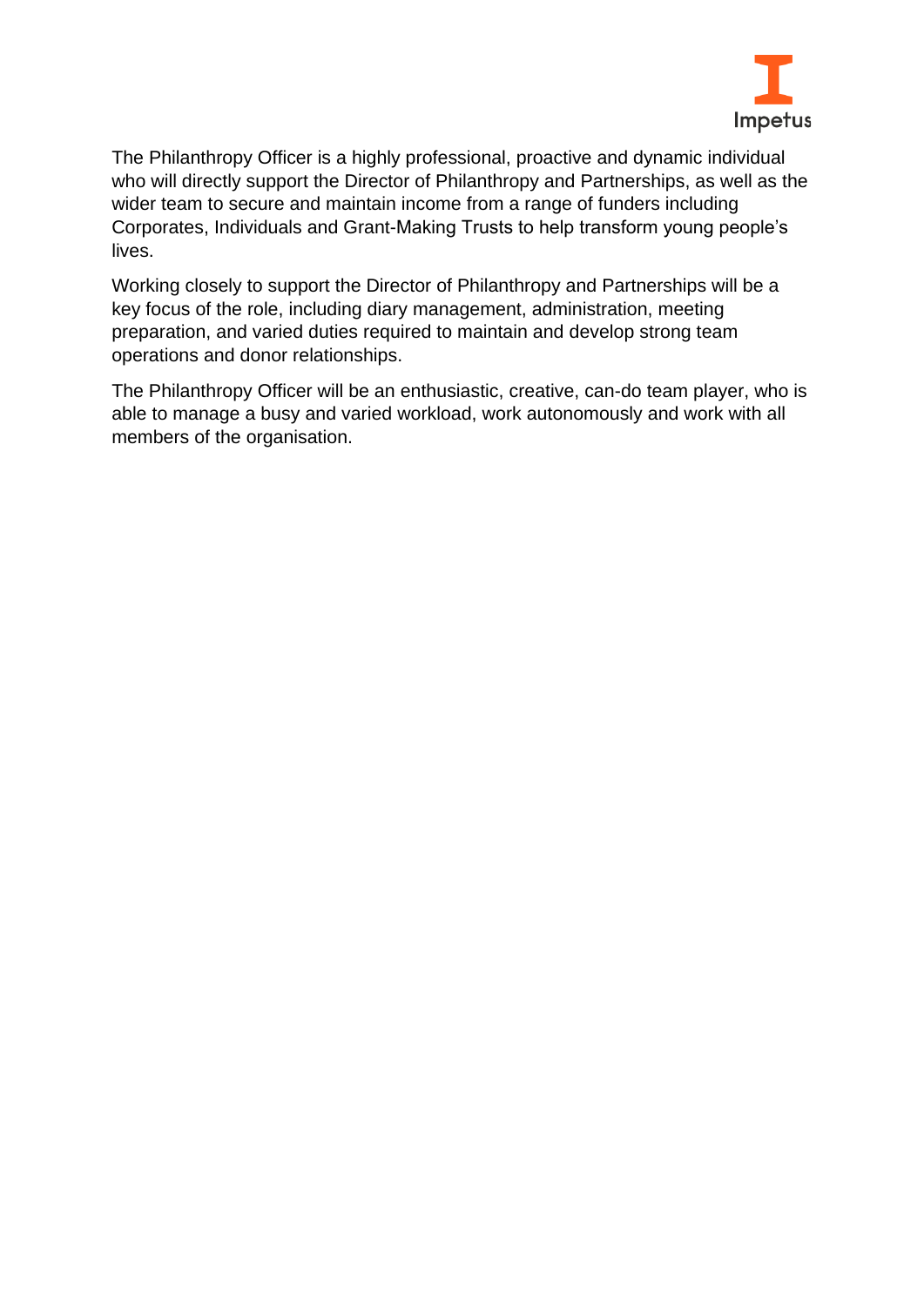The Philanthropy Officer is a highly professional, proactive and dynamic individual who will directly support the Director of Philanthropy and Partnerships, as well as the wider team to secure and maintain income from a range of funders including Corporates, Individuals and Grant-Making Trusts to help transform young people's lives.

Working closely to support the Director of Philanthropy and Partnerships will be a key focus of the role, including diary management, administration, meeting preparation, and varied duties required to maintain and develop strong team operations and donor relationships.

The Philanthropy Officer will be an enthusiastic, creative, can-do team player, who is able to manage a busy and varied workload, work autonomously and work with all members of the organisation.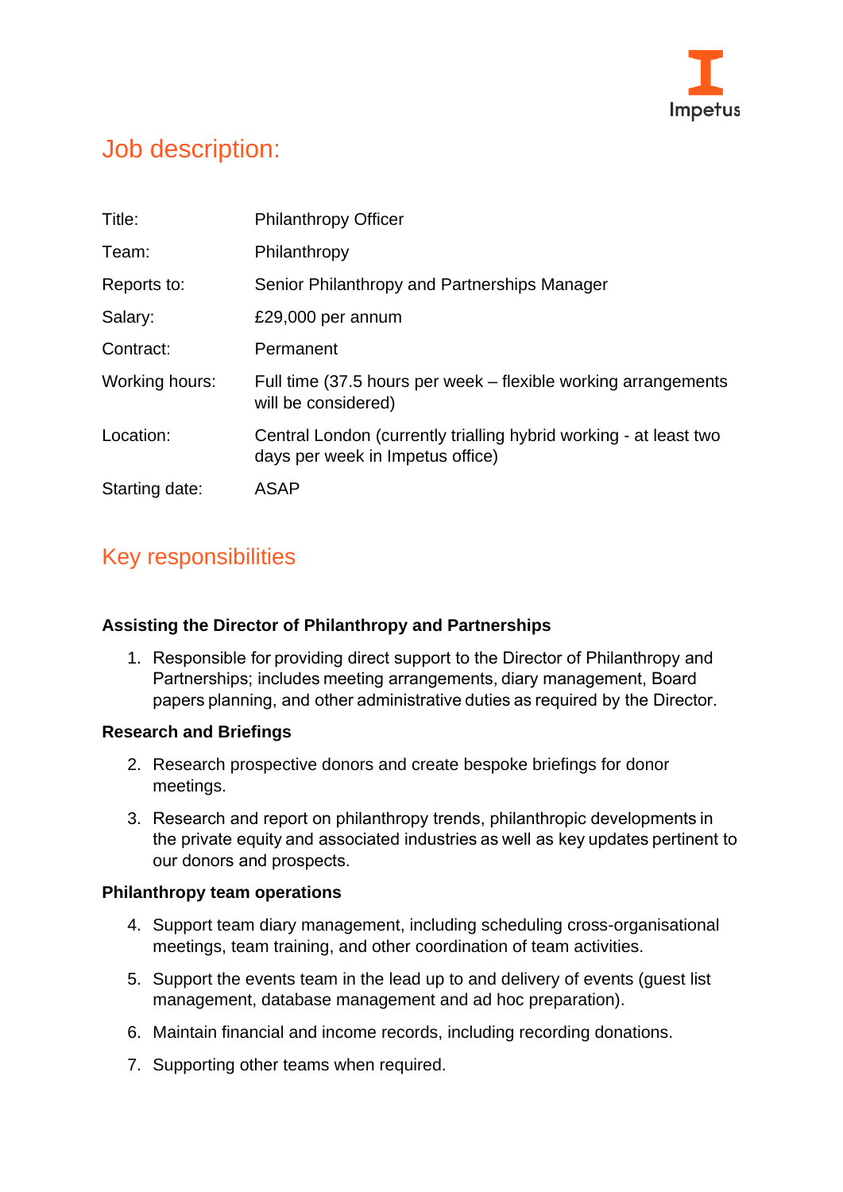# Job description:

| | |
|---|---|
| Title: | Philanthropy Officer |
| Team: | Philanthropy |
| Reports to: | Senior Philanthropy and Partnerships Manager |
| Salary: | £29,000 per annum |
| Contract: | Permanent |
| Working hours: | Full time (37.5 hours per week – flexible working arrangements will be considered) |
| Location: | Central London (currently trialling hybrid working - at least two days per week in Impetus office) |
| Starting date: | ASAP |

## Key responsibilities

**Assisting the Director of Philanthropy and Partnerships**

1. Responsible for providing direct support to the Director of Philanthropy and Partnerships; includes meeting arrangements, diary management, Board papers planning, and other administrative duties as required by the Director.

**Research and Briefings**

2. Research prospective donors and create bespoke briefings for donor meetings.
3. Research and report on philanthropy trends, philanthropic developments in the private equity and associated industries as well as key updates pertinent to our donors and prospects.

**Philanthropy team operations**

4. Support team diary management, including scheduling cross-organisational meetings, team training, and other coordination of team activities.
5. Support the events team in the lead up to and delivery of events (guest list management, database management and ad hoc preparation).
6. Maintain financial and income records, including recording donations.
7. Supporting other teams when required.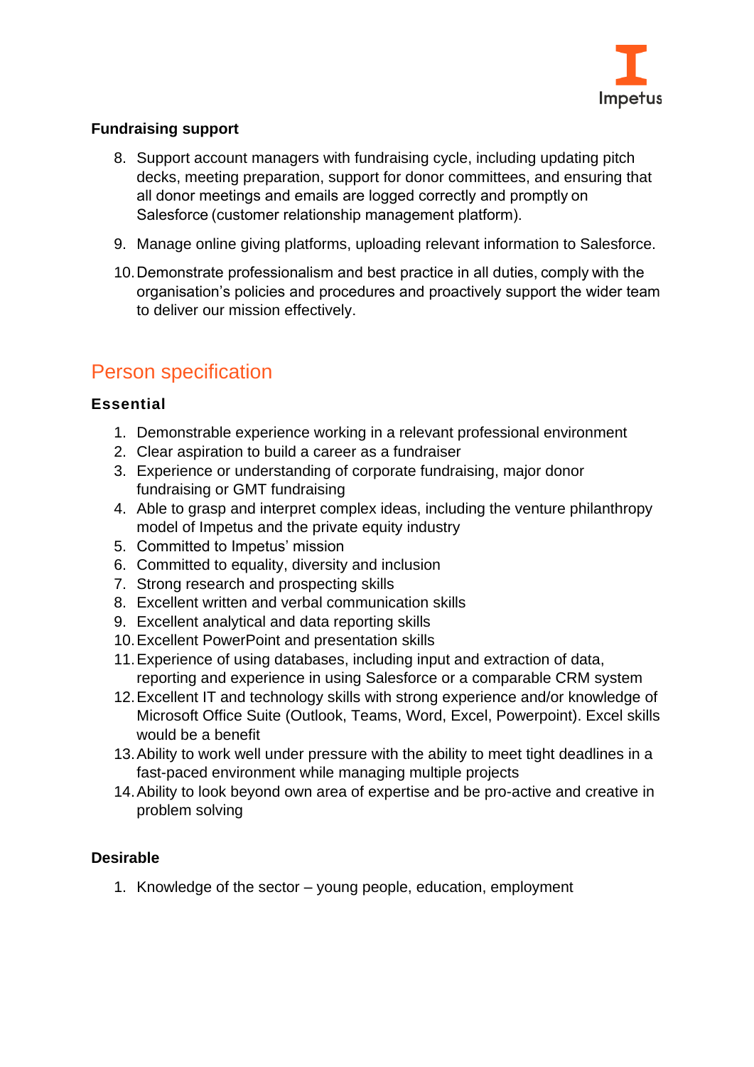**Fundraising support**

8. Support account managers with fundraising cycle, including updating pitch decks, meeting preparation, support for donor committees, and ensuring that all donor meetings and emails are logged correctly and promptly on Salesforce (customer relationship management platform).
9. Manage online giving platforms, uploading relevant information to Salesforce.
10. Demonstrate professionalism and best practice in all duties, comply with the organisation's policies and procedures and proactively support the wider team to deliver our mission effectively.

## Person specification

### Essential

1. Demonstrable experience working in a relevant professional environment
2. Clear aspiration to build a career as a fundraiser
3. Experience or understanding of corporate fundraising, major donor fundraising or GMT fundraising
4. Able to grasp and interpret complex ideas, including the venture philanthropy model of Impetus and the private equity industry
5. Committed to Impetus' mission
6. Committed to equality, diversity and inclusion
7. Strong research and prospecting skills
8. Excellent written and verbal communication skills
9. Excellent analytical and data reporting skills
10. Excellent PowerPoint and presentation skills
11. Experience of using databases, including input and extraction of data, reporting and experience in using Salesforce or a comparable CRM system
12. Excellent IT and technology skills with strong experience and/or knowledge of Microsoft Office Suite (Outlook, Teams, Word, Excel, Powerpoint). Excel skills would be a benefit
13. Ability to work well under pressure with the ability to meet tight deadlines in a fast-paced environment while managing multiple projects
14. Ability to look beyond own area of expertise and be pro-active and creative in problem solving

### Desirable

1. Knowledge of the sector – young people, education, employment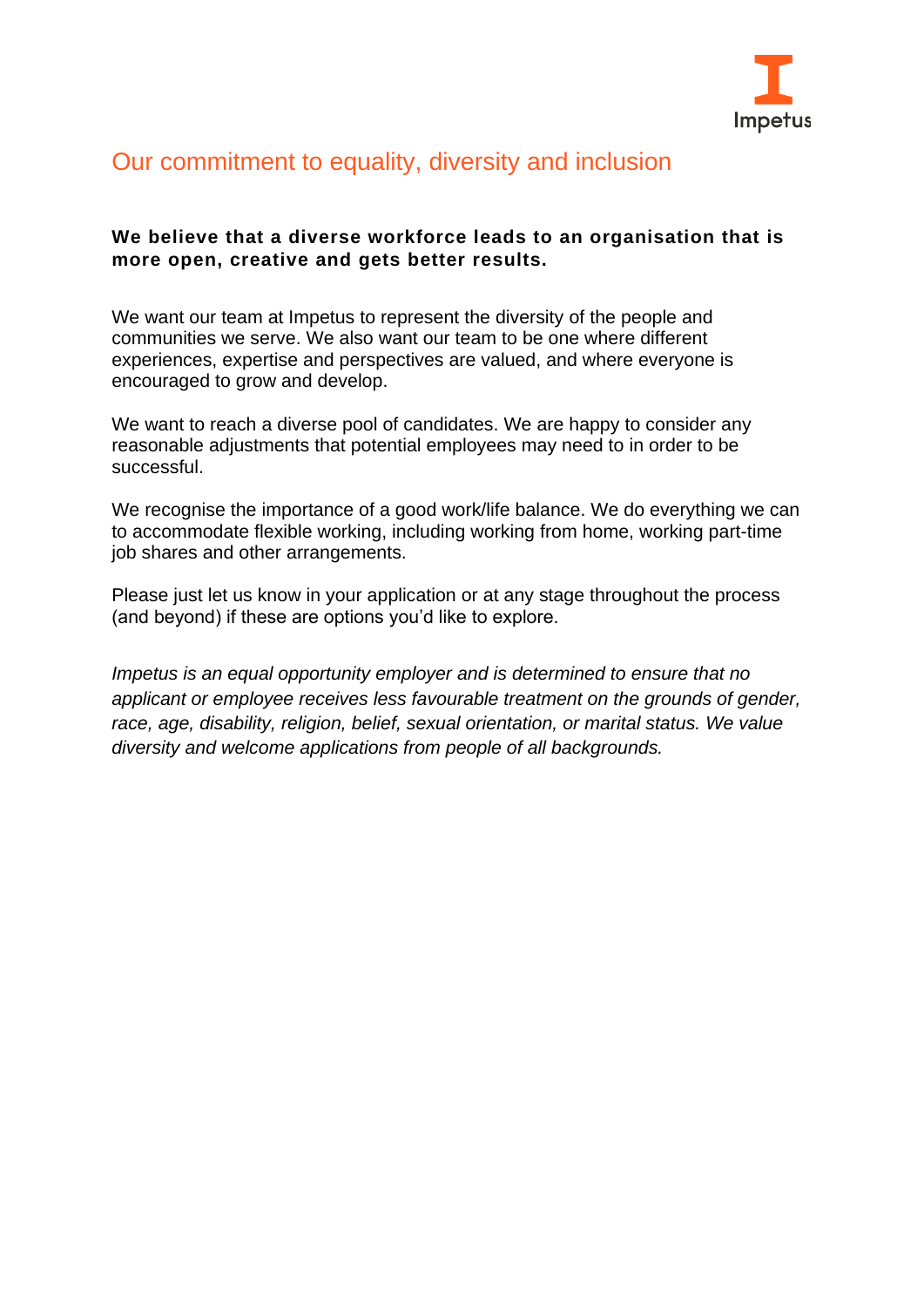# Our commitment to equality, diversity and inclusion

**We believe that a diverse workforce leads to an organisation that is more open, creative and gets better results.**

We want our team at Impetus to represent the diversity of the people and communities we serve. We also want our team to be one where different experiences, expertise and perspectives are valued, and where everyone is encouraged to grow and develop.

We want to reach a diverse pool of candidates. We are happy to consider any reasonable adjustments that potential employees may need to in order to be successful.

We recognise the importance of a good work/life balance. We do everything we can to accommodate flexible working, including working from home, working part-time job shares and other arrangements.

Please just let us know in your application or at any stage throughout the process (and beyond) if these are options you'd like to explore.

*Impetus is an equal opportunity employer and is determined to ensure that no applicant or employee receives less favourable treatment on the grounds of gender, race, age, disability, religion, belief, sexual orientation, or marital status. We value diversity and welcome applications from people of all backgrounds.*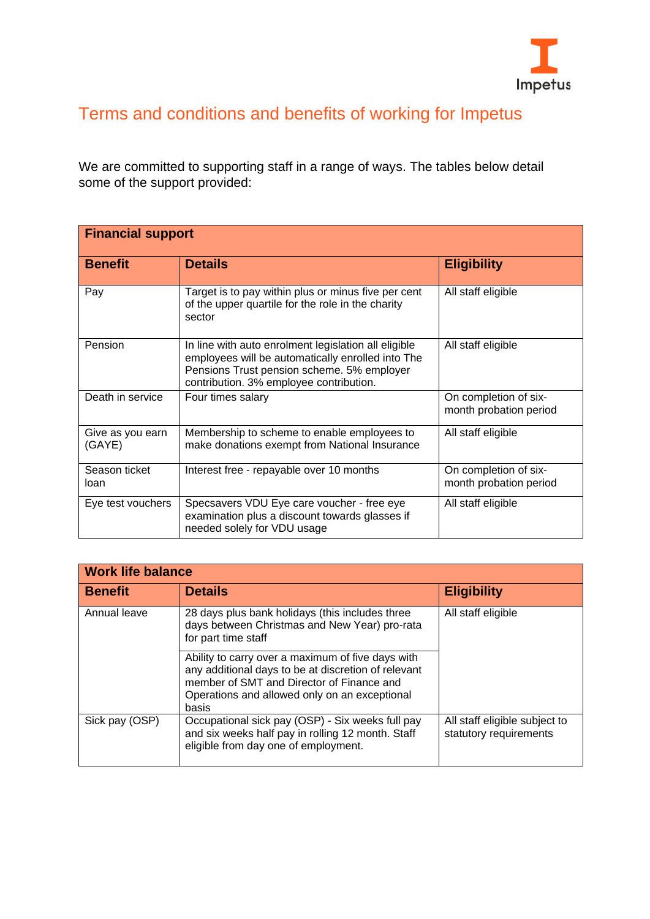# Terms and conditions and benefits of working for Impetus

We are committed to supporting staff in a range of ways. The tables below detail some of the support provided:

| **Financial support** | | |
|---|---|---|
| **Benefit** | **Details** | **Eligibility** |
| Pay | Target is to pay within plus or minus five per cent of the upper quartile for the role in the charity sector | All staff eligible |
| Pension | In line with auto enrolment legislation all eligible employees will be automatically enrolled into The Pensions Trust pension scheme. 5% employer contribution. 3% employee contribution. | All staff eligible |
| Death in service | Four times salary | On completion of six-month probation period |
| Give as you earn (GAYE) | Membership to scheme to enable employees to make donations exempt from National Insurance | All staff eligible |
| Season ticket loan | Interest free - repayable over 10 months | On completion of six-month probation period |
| Eye test vouchers | Specsavers VDU Eye care voucher - free eye examination plus a discount towards glasses if needed solely for VDU usage | All staff eligible |

| **Work life balance** | | |
|---|---|---|
| **Benefit** | **Details** | **Eligibility** |
| Annual leave | 28 days plus bank holidays (this includes three days between Christmas and New Year) pro-rata for part time staff | All staff eligible |
| | Ability to carry over a maximum of five days with any additional days to be at discretion of relevant member of SMT and Director of Finance and Operations and allowed only on an exceptional basis | |
| Sick pay (OSP) | Occupational sick pay (OSP) - Six weeks full pay and six weeks half pay in rolling 12 month. Staff eligible from day one of employment. | All staff eligible subject to statutory requirements |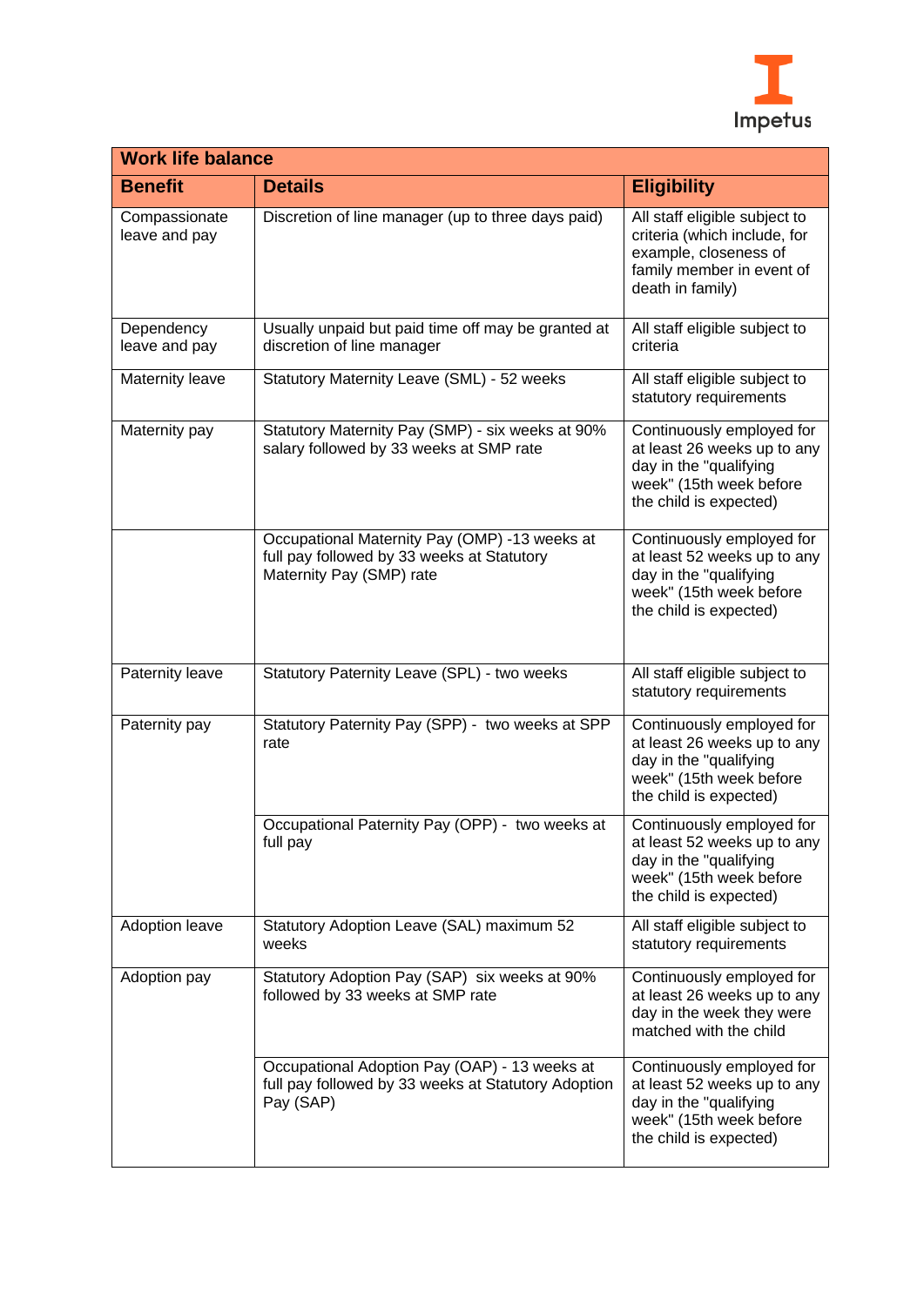| Work life balance | | |
|---|---|---|
| **Benefit** | **Details** | **Eligibility** |
| Compassionate leave and pay | Discretion of line manager (up to three days paid) | All staff eligible subject to criteria (which include, for example, closeness of family member in event of death in family) |
| Dependency leave and pay | Usually unpaid but paid time off may be granted at discretion of line manager | All staff eligible subject to criteria |
| Maternity leave | Statutory Maternity Leave (SML) - 52 weeks | All staff eligible subject to statutory requirements |
| Maternity pay | Statutory Maternity Pay (SMP) - six weeks at 90% salary followed by 33 weeks at SMP rate | Continuously employed for at least 26 weeks up to any day in the "qualifying week" (15th week before the child is expected) |
| | Occupational Maternity Pay (OMP) -13 weeks at full pay followed by 33 weeks at Statutory Maternity Pay (SMP) rate | Continuously employed for at least 52 weeks up to any day in the "qualifying week" (15th week before the child is expected) |
| Paternity leave | Statutory Paternity Leave (SPL) - two weeks | All staff eligible subject to statutory requirements |
| Paternity pay | Statutory Paternity Pay (SPP) - two weeks at SPP rate | Continuously employed for at least 26 weeks up to any day in the "qualifying week" (15th week before the child is expected) |
| | Occupational Paternity Pay (OPP) - two weeks at full pay | Continuously employed for at least 52 weeks up to any day in the "qualifying week" (15th week before the child is expected) |
| Adoption leave | Statutory Adoption Leave (SAL) maximum 52 weeks | All staff eligible subject to statutory requirements |
| Adoption pay | Statutory Adoption Pay (SAP) six weeks at 90% followed by 33 weeks at SMP rate | Continuously employed for at least 26 weeks up to any day in the week they were matched with the child |
| | Occupational Adoption Pay (OAP) - 13 weeks at full pay followed by 33 weeks at Statutory Adoption Pay (SAP) | Continuously employed for at least 52 weeks up to any day in the "qualifying week" (15th week before the child is expected) |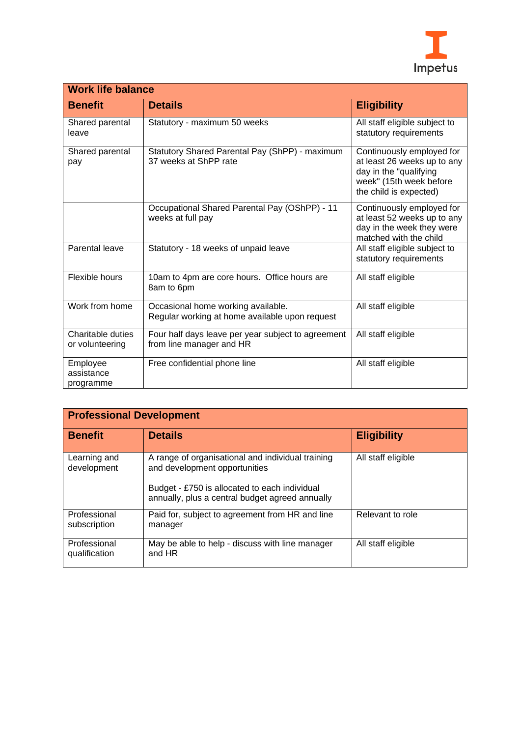| Work life balance | | |
|---|---|---|
| **Benefit** | **Details** | **Eligibility** |
| Shared parental leave | Statutory - maximum 50 weeks | All staff eligible subject to statutory requirements |
| Shared parental pay | Statutory Shared Parental Pay (ShPP) - maximum 37 weeks at ShPP rate | Continuously employed for at least 26 weeks up to any day in the "qualifying week" (15th week before the child is expected) |
| | Occupational Shared Parental Pay (OShPP) - 11 weeks at full pay | Continuously employed for at least 52 weeks up to any day in the week they were matched with the child |
| Parental leave | Statutory - 18 weeks of unpaid leave | All staff eligible subject to statutory requirements |
| Flexible hours | 10am to 4pm are core hours. Office hours are 8am to 6pm | All staff eligible |
| Work from home | Occasional home working available. Regular working at home available upon request | All staff eligible |
| Charitable duties or volunteering | Four half days leave per year subject to agreement from line manager and HR | All staff eligible |
| Employee assistance programme | Free confidential phone line | All staff eligible |

| Professional Development | | |
|---|---|---|
| **Benefit** | **Details** | **Eligibility** |
| Learning and development | A range of organisational and individual training and development opportunities<br><br>Budget - £750 is allocated to each individual annually, plus a central budget agreed annually | All staff eligible |
| Professional subscription | Paid for, subject to agreement from HR and line manager | Relevant to role |
| Professional qualification | May be able to help - discuss with line manager and HR | All staff eligible |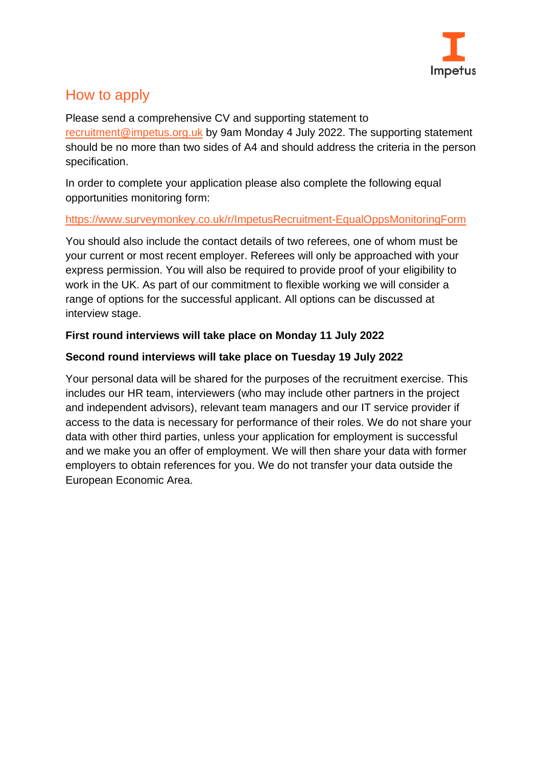## How to apply

Please send a comprehensive CV and supporting statement to recruitment@impetus.org.uk by 9am Monday 4 July 2022. The supporting statement should be no more than two sides of A4 and should address the criteria in the person specification.

In order to complete your application please also complete the following equal opportunities monitoring form:

https://www.surveymonkey.co.uk/r/ImpetusRecruitment-EqualOppsMonitoringForm

You should also include the contact details of two referees, one of whom must be your current or most recent employer. Referees will only be approached with your express permission. You will also be required to provide proof of your eligibility to work in the UK. As part of our commitment to flexible working we will consider a range of options for the successful applicant. All options can be discussed at interview stage.

**First round interviews will take place on Monday 11 July 2022**

**Second round interviews will take place on Tuesday 19 July 2022**

Your personal data will be shared for the purposes of the recruitment exercise. This includes our HR team, interviewers (who may include other partners in the project and independent advisors), relevant team managers and our IT service provider if access to the data is necessary for performance of their roles. We do not share your data with other third parties, unless your application for employment is successful and we make you an offer of employment. We will then share your data with former employers to obtain references for you. We do not transfer your data outside the European Economic Area.